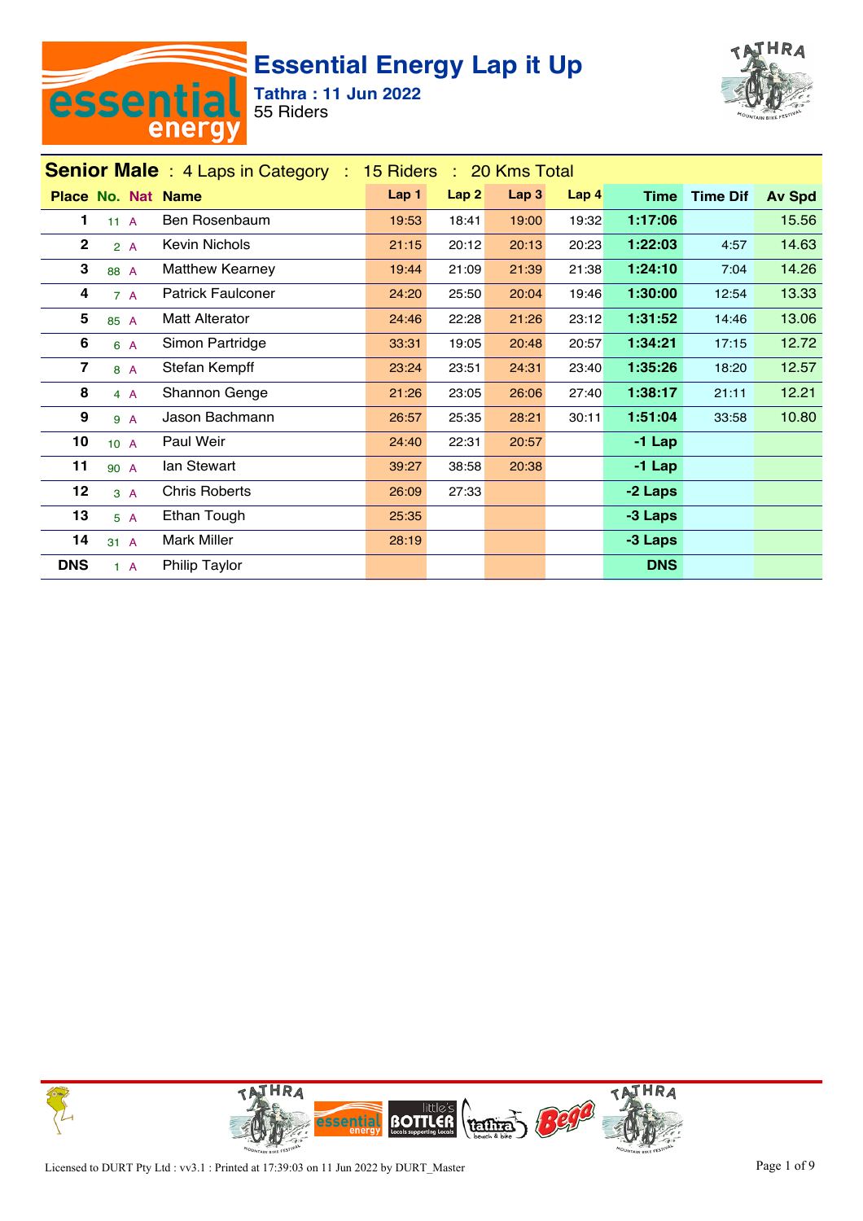# Essential Energy Lap it Up

**Tathra : 11 Jun 2022**
55 Riders

## Senior Male : 4 Laps in Category : 15 Riders : 20 Kms Total

| Place | No. | Nat | Name | Lap 1 | Lap 2 | Lap 3 | Lap 4 | Time | Time Dif | Av Spd |
|---|---|---|---|---|---|---|---|---|---|---|
| 1 | 11 | A | Ben Rosenbaum | 19:53 | 18:41 | 19:00 | 19:32 | 1:17:06 | | 15.56 |
| 2 | 2 | A | Kevin Nichols | 21:15 | 20:12 | 20:13 | 20:23 | 1:22:03 | 4:57 | 14.63 |
| 3 | 88 | A | Matthew Kearney | 19:44 | 21:09 | 21:39 | 21:38 | 1:24:10 | 7:04 | 14.26 |
| 4 | 7 | A | Patrick Faulconer | 24:20 | 25:50 | 20:04 | 19:46 | 1:30:00 | 12:54 | 13.33 |
| 5 | 85 | A | Matt Alterator | 24:46 | 22:28 | 21:26 | 23:12 | 1:31:52 | 14:46 | 13.06 |
| 6 | 6 | A | Simon Partridge | 33:31 | 19:05 | 20:48 | 20:57 | 1:34:21 | 17:15 | 12.72 |
| 7 | 8 | A | Stefan Kempff | 23:24 | 23:51 | 24:31 | 23:40 | 1:35:26 | 18:20 | 12.57 |
| 8 | 4 | A | Shannon Genge | 21:26 | 23:05 | 26:06 | 27:40 | 1:38:17 | 21:11 | 12.21 |
| 9 | 9 | A | Jason Bachmann | 26:57 | 25:35 | 28:21 | 30:11 | 1:51:04 | 33:58 | 10.80 |
| 10 | 10 | A | Paul Weir | 24:40 | 22:31 | 20:57 | | -1 Lap | | |
| 11 | 90 | A | Ian Stewart | 39:27 | 38:58 | 20:38 | | -1 Lap | | |
| 12 | 3 | A | Chris Roberts | 26:09 | 27:33 | | | -2 Laps | | |
| 13 | 5 | A | Ethan Tough | 25:35 | | | | -3 Laps | | |
| 14 | 31 | A | Mark Miller | 28:19 | | | | -3 Laps | | |
| DNS | 1 | A | Philip Taylor | | | | | DNS | | |

Licensed to DURT Pty Ltd : vv3.1 : Printed at 17:39:03 on 11 Jun 2022 by DURT_Master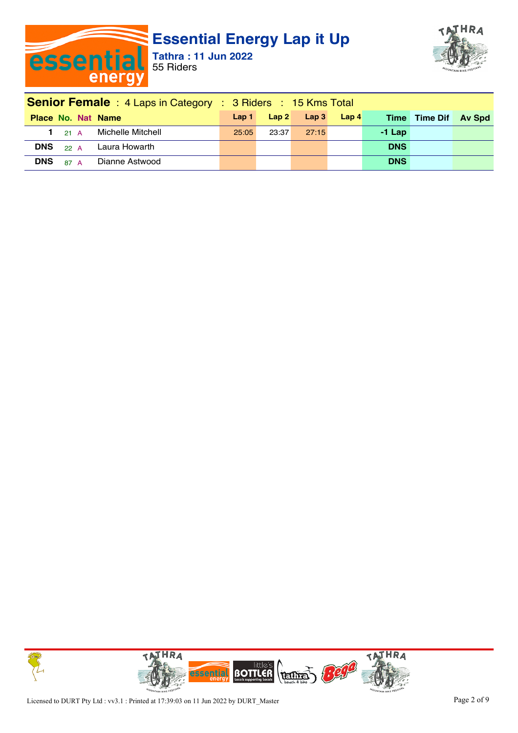# Essential Energy Lap it Up

**Tathra : 11 Jun 2022**
55 Riders

## Senior Female : 4 Laps in Category : 3 Riders : 15 Kms Total

| Place | No. | Nat | Name | Lap 1 | Lap 2 | Lap 3 | Lap 4 | Time | Time Dif | Av Spd |
|---|---|---|---|---|---|---|---|---|---|---|
| 1 | 21 | A | Michelle Mitchell | 25:05 | 23:37 | 27:15 | | -1 Lap | | |
| DNS | 22 | A | Laura Howarth | | | | | DNS | | |
| DNS | 87 | A | Dianne Astwood | | | | | DNS | | |

Licensed to DURT Pty Ltd : vv3.1 : Printed at 17:39:03 on 11 Jun 2022 by DURT_Master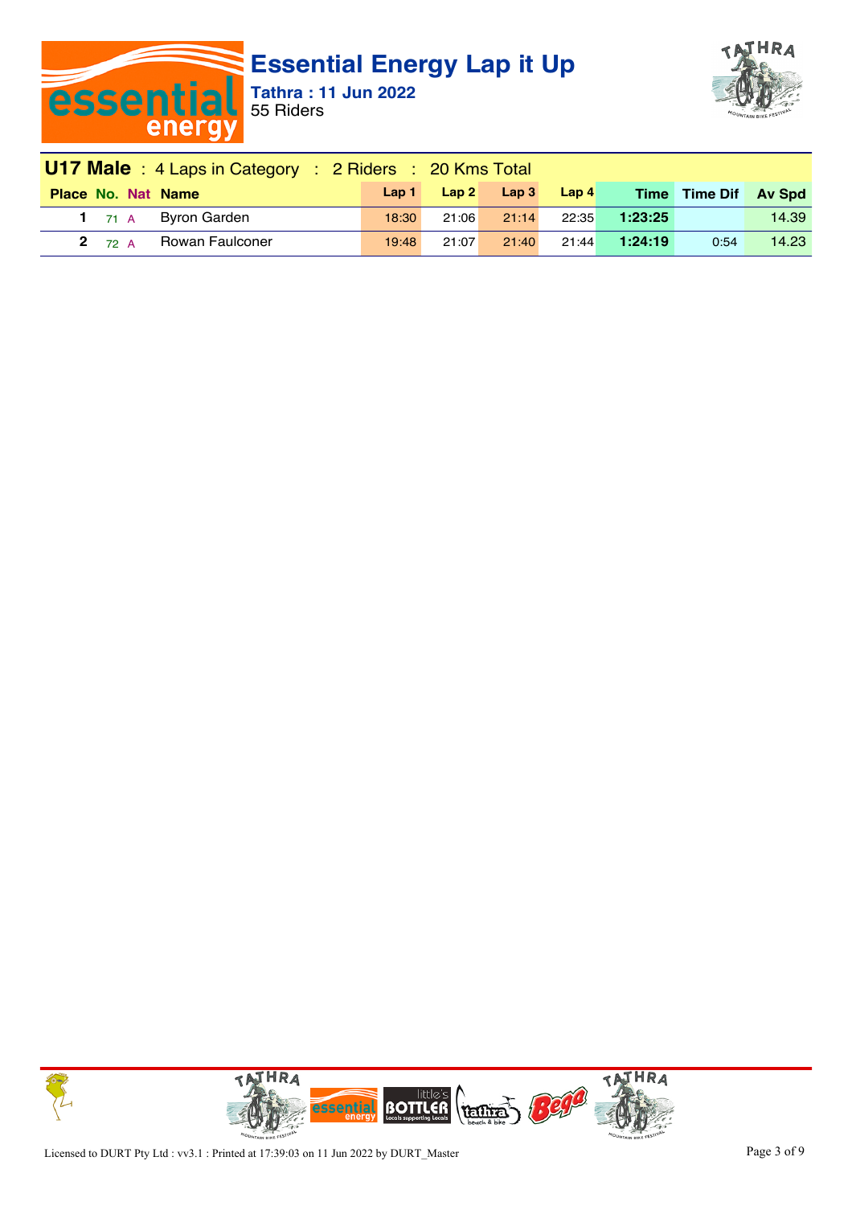# Essential Energy Lap it Up

**Tathra : 11 Jun 2022**
55 Riders

## U17 Male : 4 Laps in Category : 2 Riders : 20 Kms Total

| Place | No. | Nat | Name | Lap 1 | Lap 2 | Lap 3 | Lap 4 | Time | Time Dif | Av Spd |
|---|---|---|---|---|---|---|---|---|---|---|
| 1 | 71 | A | Byron Garden | 18:30 | 21:06 | 21:14 | 22:35 | **1:23:25** | | 14.39 |
| 2 | 72 | A | Rowan Faulconer | 19:48 | 21:07 | 21:40 | 21:44 | **1:24:19** | 0:54 | 14.23 |

Licensed to DURT Pty Ltd : vv3.1 : Printed at 17:39:03 on 11 Jun 2022 by DURT_Master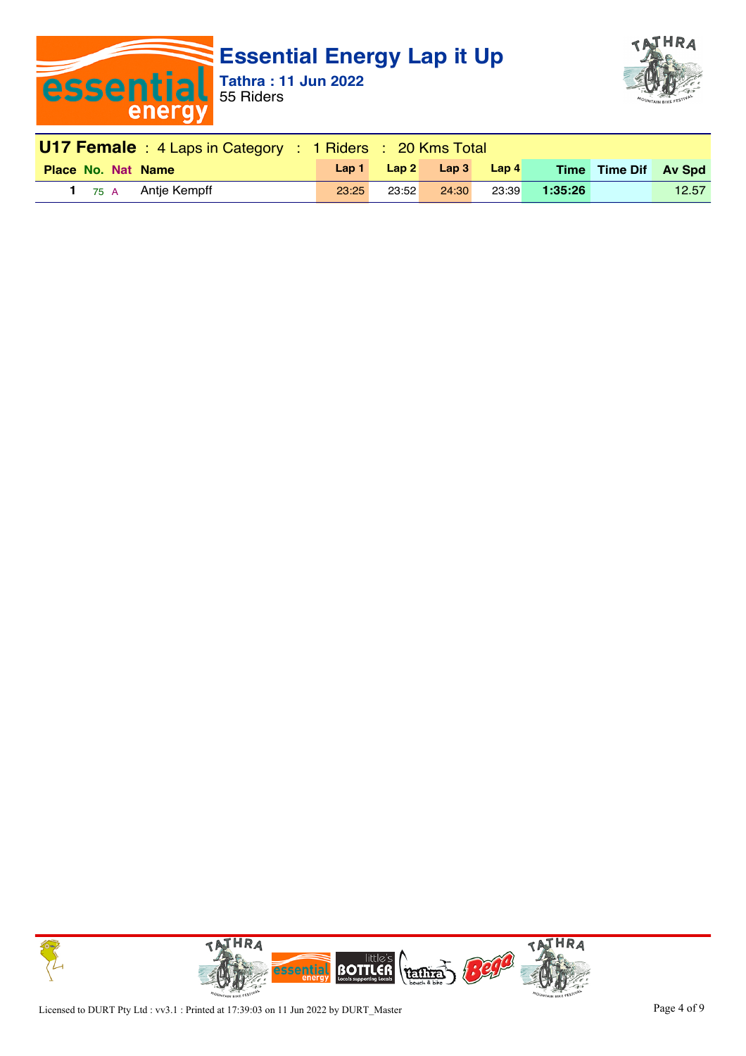# Essential Energy Lap it Up

**Tathra : 11 Jun 2022**

55 Riders

## U17 Female : 4 Laps in Category : 1 Riders : 20 Kms Total

| Place | No. | Nat | Name | Lap 1 | Lap 2 | Lap 3 | Lap 4 | Time | Time Dif | Av Spd |
|---|---|---|---|---|---|---|---|---|---|---|
| 1 | 75 | A | Antje Kempff | 23:25 | 23:52 | 24:30 | 23:39 | 1:35:26 | | 12.57 |

Licensed to DURT Pty Ltd : vv3.1 : Printed at 17:39:03 on 11 Jun 2022 by DURT_Master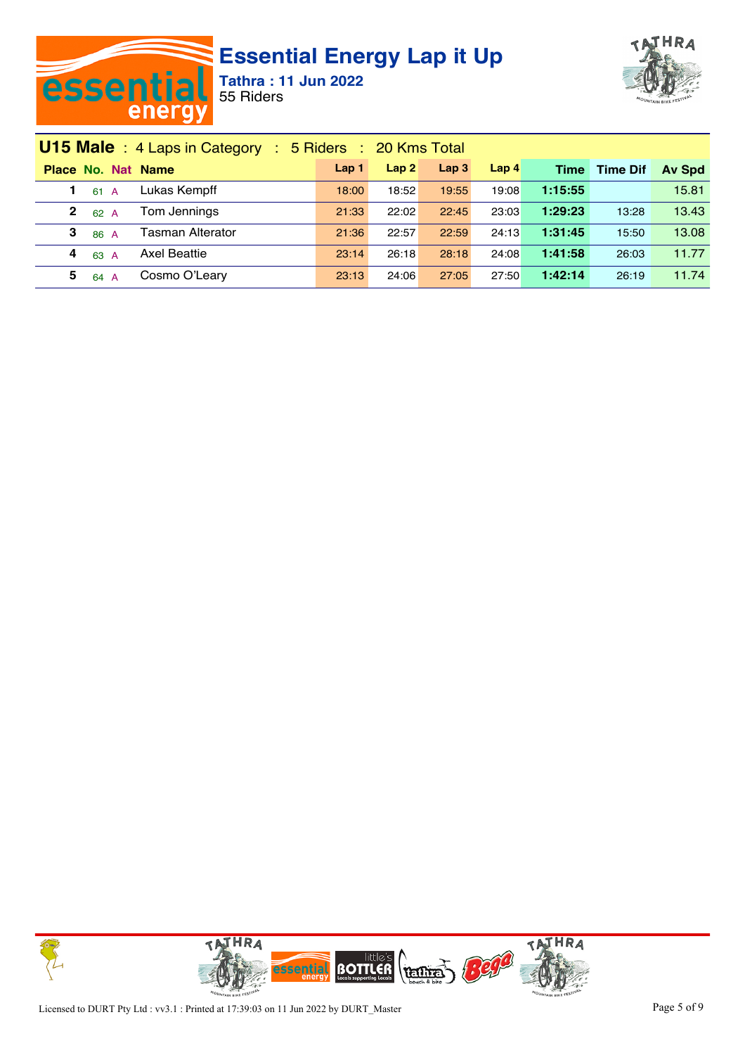# Essential Energy Lap it Up

**Tathra : 11 Jun 2022**
55 Riders

## U15 Male : 4 Laps in Category : 5 Riders : 20 Kms Total

| Place | No. | Nat | Name | Lap 1 | Lap 2 | Lap 3 | Lap 4 | Time | Time Dif | Av Spd |
|---|---|---|---|---|---|---|---|---|---|---|
| 1 | 61 | A | Lukas Kempff | 18:00 | 18:52 | 19:55 | 19:08 | 1:15:55 | | 15.81 |
| 2 | 62 | A | Tom Jennings | 21:33 | 22:02 | 22:45 | 23:03 | 1:29:23 | 13:28 | 13.43 |
| 3 | 86 | A | Tasman Alterator | 21:36 | 22:57 | 22:59 | 24:13 | 1:31:45 | 15:50 | 13.08 |
| 4 | 63 | A | Axel Beattie | 23:14 | 26:18 | 28:18 | 24:08 | 1:41:58 | 26:03 | 11.77 |
| 5 | 64 | A | Cosmo O'Leary | 23:13 | 24:06 | 27:05 | 27:50 | 1:42:14 | 26:19 | 11.74 |

Licensed to DURT Pty Ltd : vv3.1 : Printed at 17:39:03 on 11 Jun 2022 by DURT_Master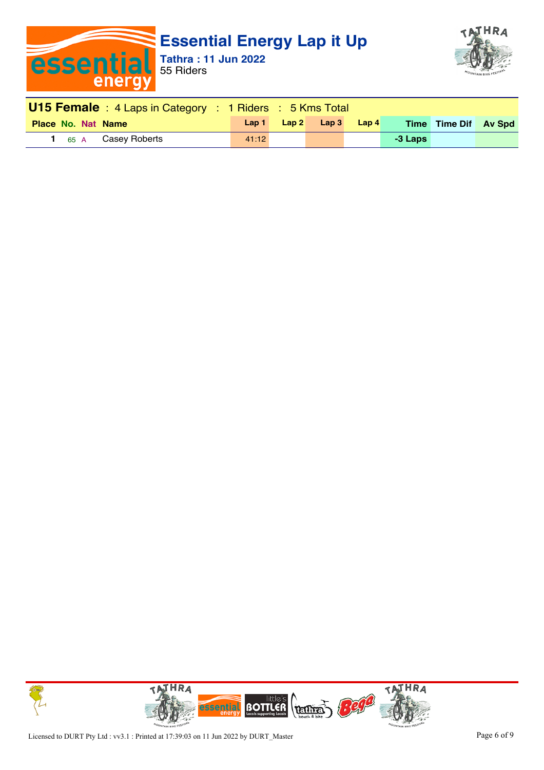# Essential Energy Lap it Up

**Tathra : 11 Jun 2022**
55 Riders

## U15 Female : 4 Laps in Category : 1 Riders : 5 Kms Total

| Place | No. | Nat | Name | Lap 1 | Lap 2 | Lap 3 | Lap 4 | Time | Time Dif | Av Spd |
|---|---|---|---|---|---|---|---|---|---|---|
| 1 | 65 | A | Casey Roberts | 41:12 | | | | -3 Laps | | |

Licensed to DURT Pty Ltd : vv3.1 : Printed at 17:39:03 on 11 Jun 2022 by DURT_Master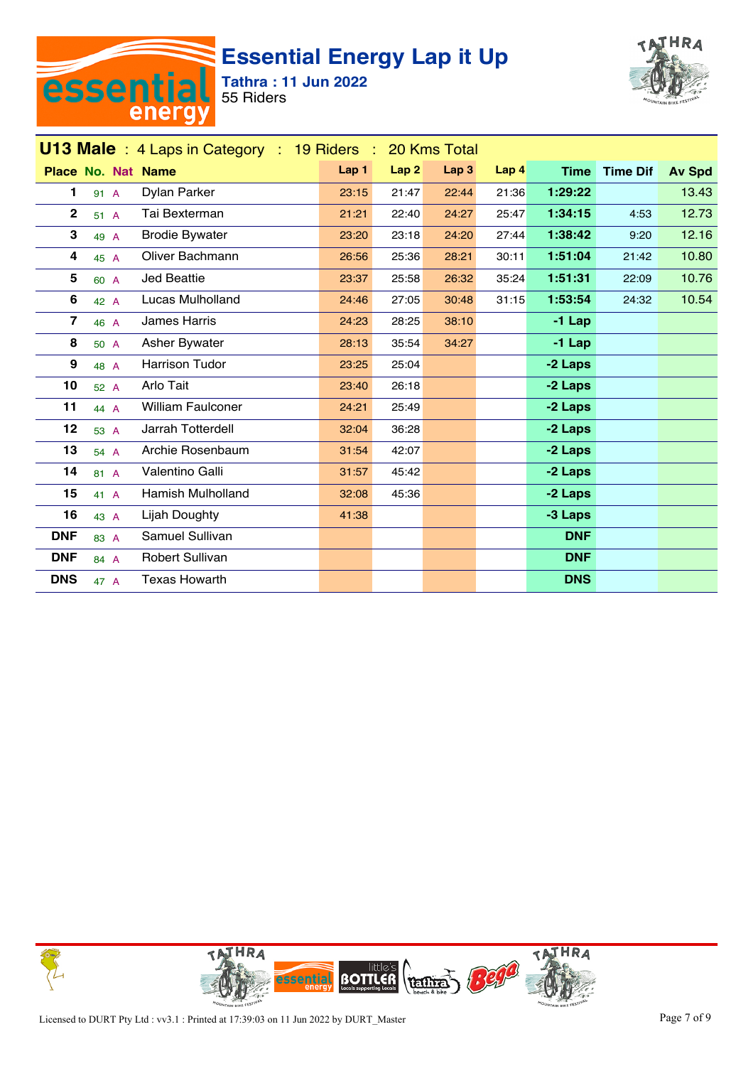# Essential Energy Lap it Up

**Tathra : 11 Jun 2022**
55 Riders

## U13 Male : 4 Laps in Category : 19 Riders : 20 Kms Total

| Place | No. | Nat | Name | Lap 1 | Lap 2 | Lap 3 | Lap 4 | Time | Time Dif | Av Spd |
|---|---|---|---|---|---|---|---|---|---|---|
| 1 | 91 | A | Dylan Parker | 23:15 | 21:47 | 22:44 | 21:36 | 1:29:22 | | 13.43 |
| 2 | 51 | A | Tai Bexterman | 21:21 | 22:40 | 24:27 | 25:47 | 1:34:15 | 4:53 | 12.73 |
| 3 | 49 | A | Brodie Bywater | 23:20 | 23:18 | 24:20 | 27:44 | 1:38:42 | 9:20 | 12.16 |
| 4 | 45 | A | Oliver Bachmann | 26:56 | 25:36 | 28:21 | 30:11 | 1:51:04 | 21:42 | 10.80 |
| 5 | 60 | A | Jed Beattie | 23:37 | 25:58 | 26:32 | 35:24 | 1:51:31 | 22:09 | 10.76 |
| 6 | 42 | A | Lucas Mulholland | 24:46 | 27:05 | 30:48 | 31:15 | 1:53:54 | 24:32 | 10.54 |
| 7 | 46 | A | James Harris | 24:23 | 28:25 | 38:10 | | -1 Lap | | |
| 8 | 50 | A | Asher Bywater | 28:13 | 35:54 | 34:27 | | -1 Lap | | |
| 9 | 48 | A | Harrison Tudor | 23:25 | 25:04 | | | -2 Laps | | |
| 10 | 52 | A | Arlo Tait | 23:40 | 26:18 | | | -2 Laps | | |
| 11 | 44 | A | William Faulconer | 24:21 | 25:49 | | | -2 Laps | | |
| 12 | 53 | A | Jarrah Totterdell | 32:04 | 36:28 | | | -2 Laps | | |
| 13 | 54 | A | Archie Rosenbaum | 31:54 | 42:07 | | | -2 Laps | | |
| 14 | 81 | A | Valentino Galli | 31:57 | 45:42 | | | -2 Laps | | |
| 15 | 41 | A | Hamish Mulholland | 32:08 | 45:36 | | | -2 Laps | | |
| 16 | 43 | A | Lijah Doughty | 41:38 | | | | -3 Laps | | |
| DNF | 83 | A | Samuel Sullivan | | | | | DNF | | |
| DNF | 84 | A | Robert Sullivan | | | | | DNF | | |
| DNS | 47 | A | Texas Howarth | | | | | DNS | | |

Licensed to DURT Pty Ltd : vv3.1 : Printed at 17:39:03 on 11 Jun 2022 by DURT_Master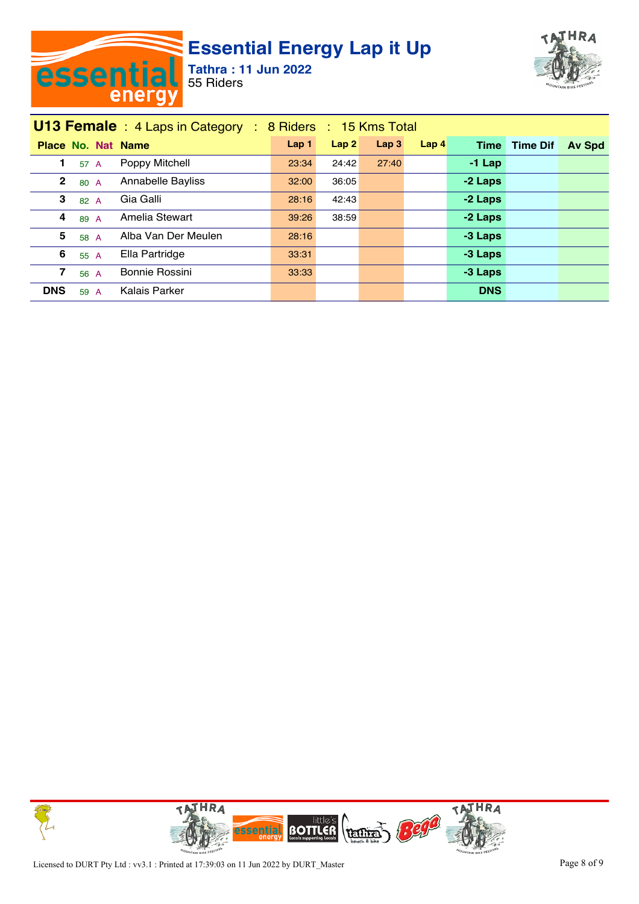# Essential Energy Lap it Up

**Tathra : 11 Jun 2022**
55 Riders

## U13 Female : 4 Laps in Category : 8 Riders : 15 Kms Total

| Place | No. | Nat | Name | Lap 1 | Lap 2 | Lap 3 | Lap 4 | Time | Time Dif | Av Spd |
|---|---|---|---|---|---|---|---|---|---|---|
| 1 | 57 | A | Poppy Mitchell | 23:34 | 24:42 | 27:40 | | -1 Lap | | |
| 2 | 80 | A | Annabelle Bayliss | 32:00 | 36:05 | | | -2 Laps | | |
| 3 | 82 | A | Gia Galli | 28:16 | 42:43 | | | -2 Laps | | |
| 4 | 89 | A | Amelia Stewart | 39:26 | 38:59 | | | -2 Laps | | |
| 5 | 58 | A | Alba Van Der Meulen | 28:16 | | | | -3 Laps | | |
| 6 | 55 | A | Ella Partridge | 33:31 | | | | -3 Laps | | |
| 7 | 56 | A | Bonnie Rossini | 33:33 | | | | -3 Laps | | |
| DNS | 59 | A | Kalais Parker | | | | | DNS | | |

Licensed to DURT Pty Ltd : vv3.1 : Printed at 17:39:03 on 11 Jun 2022 by DURT_Master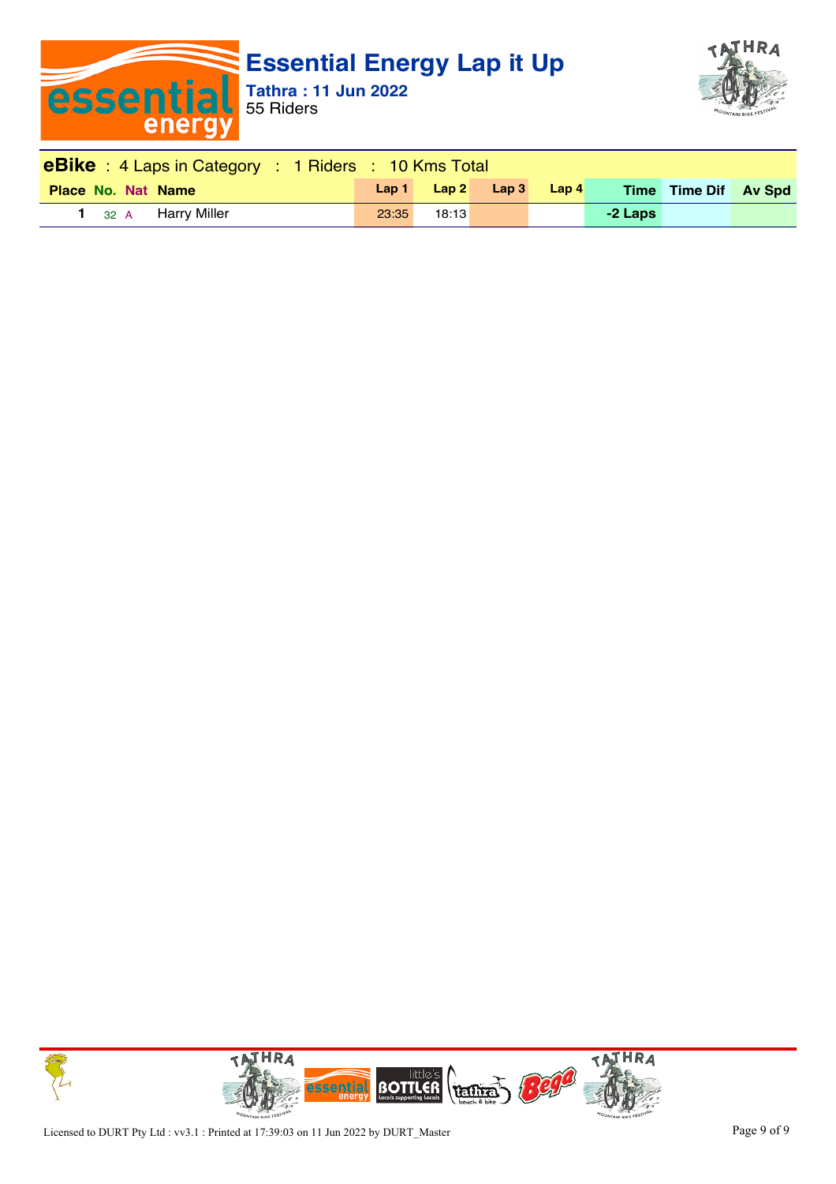# Essential Energy Lap it Up

**Tathra : 11 Jun 2022**
55 Riders

**eBike** : 4 Laps in Category : 1 Riders : 10 Kms Total

| Place | No. | Nat | Name | Lap 1 | Lap 2 | Lap 3 | Lap 4 | Time | Time Dif | Av Spd |
|---|---|---|---|---|---|---|---|---|---|---|
| **1** | 32 | A | Harry Miller | 23:35 | 18:13 | | | **-2 Laps** | | |

Licensed to DURT Pty Ltd : vv3.1 : Printed at 17:39:03 on 11 Jun 2022 by DURT_Master